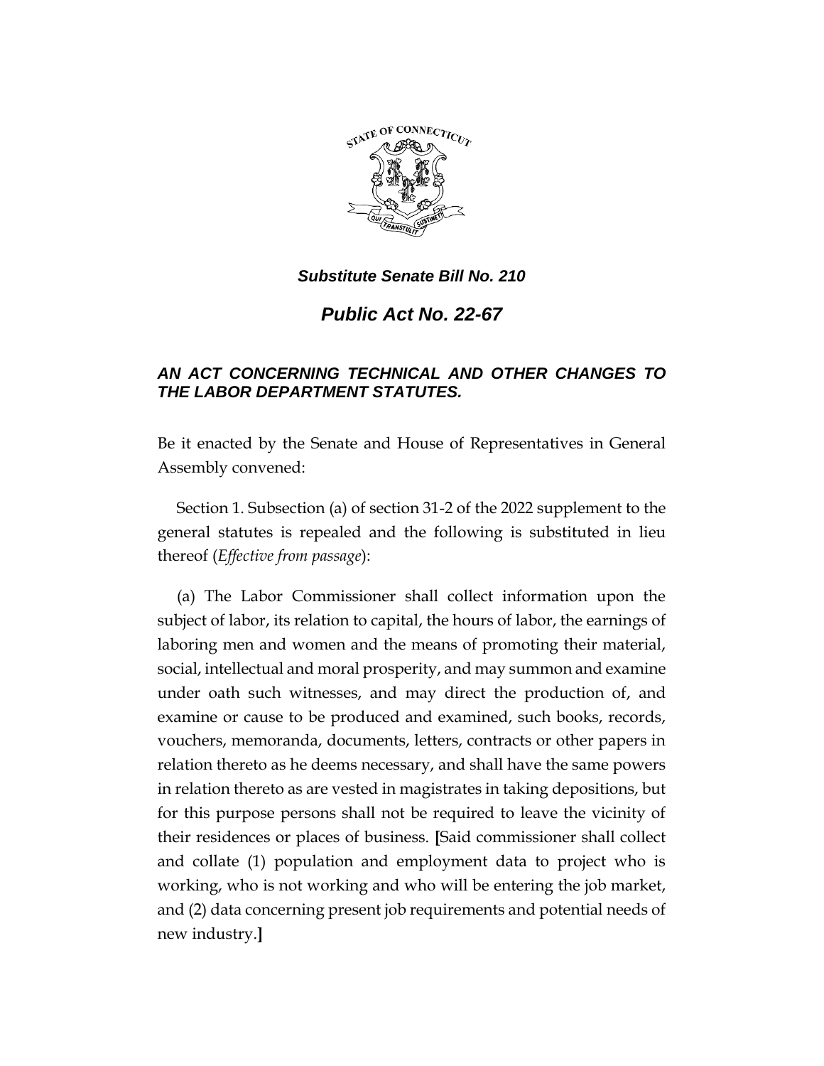***Substitute Senate Bill No. 210***

# ***Public Act No. 22-67***

***AN ACT CONCERNING TECHNICAL AND OTHER CHANGES TO THE LABOR DEPARTMENT STATUTES.***

Be it enacted by the Senate and House of Representatives in General Assembly convened:

Section 1. Subsection (a) of section 31-2 of the 2022 supplement to the general statutes is repealed and the following is substituted in lieu thereof (*Effective from passage*):

(a) The Labor Commissioner shall collect information upon the subject of labor, its relation to capital, the hours of labor, the earnings of laboring men and women and the means of promoting their material, social, intellectual and moral prosperity, and may summon and examine under oath such witnesses, and may direct the production of, and examine or cause to be produced and examined, such books, records, vouchers, memoranda, documents, letters, contracts or other papers in relation thereto as he deems necessary, and shall have the same powers in relation thereto as are vested in magistrates in taking depositions, but for this purpose persons shall not be required to leave the vicinity of their residences or places of business. **[**Said commissioner shall collect and collate (1) population and employment data to project who is working, who is not working and who will be entering the job market, and (2) data concerning present job requirements and potential needs of new industry.**]**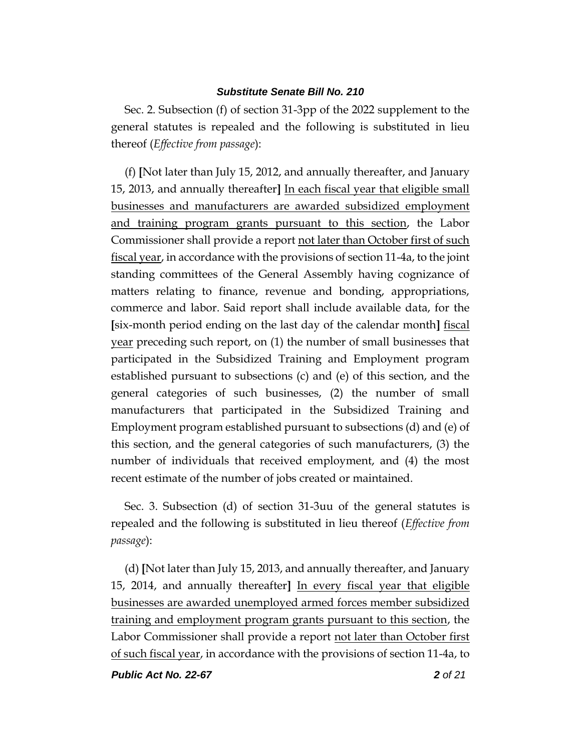Sec. 2. Subsection (f) of section 31-3pp of the 2022 supplement to the general statutes is repealed and the following is substituted in lieu thereof (*Effective from passage*):

(f) **[**Not later than July 15, 2012, and annually thereafter, and January 15, 2013, and annually thereafter**]** <u>In each fiscal year that eligible small businesses and manufacturers are awarded subsidized employment and training program grants pursuant to this section</u>, the Labor Commissioner shall provide a report <u>not later than October first of such fiscal year</u>, in accordance with the provisions of section 11-4a, to the joint standing committees of the General Assembly having cognizance of matters relating to finance, revenue and bonding, appropriations, commerce and labor. Said report shall include available data, for the **[**six-month period ending on the last day of the calendar month**]** <u>fiscal year</u> preceding such report, on (1) the number of small businesses that participated in the Subsidized Training and Employment program established pursuant to subsections (c) and (e) of this section, and the general categories of such businesses, (2) the number of small manufacturers that participated in the Subsidized Training and Employment program established pursuant to subsections (d) and (e) of this section, and the general categories of such manufacturers, (3) the number of individuals that received employment, and (4) the most recent estimate of the number of jobs created or maintained.

Sec. 3. Subsection (d) of section 31-3uu of the general statutes is repealed and the following is substituted in lieu thereof (*Effective from passage*):

(d) **[**Not later than July 15, 2013, and annually thereafter, and January 15, 2014, and annually thereafter**]** <u>In every fiscal year that eligible businesses are awarded unemployed armed forces member subsidized training and employment program grants pursuant to this section</u>, the Labor Commissioner shall provide a report <u>not later than October first of such fiscal year</u>, in accordance with the provisions of section 11-4a, to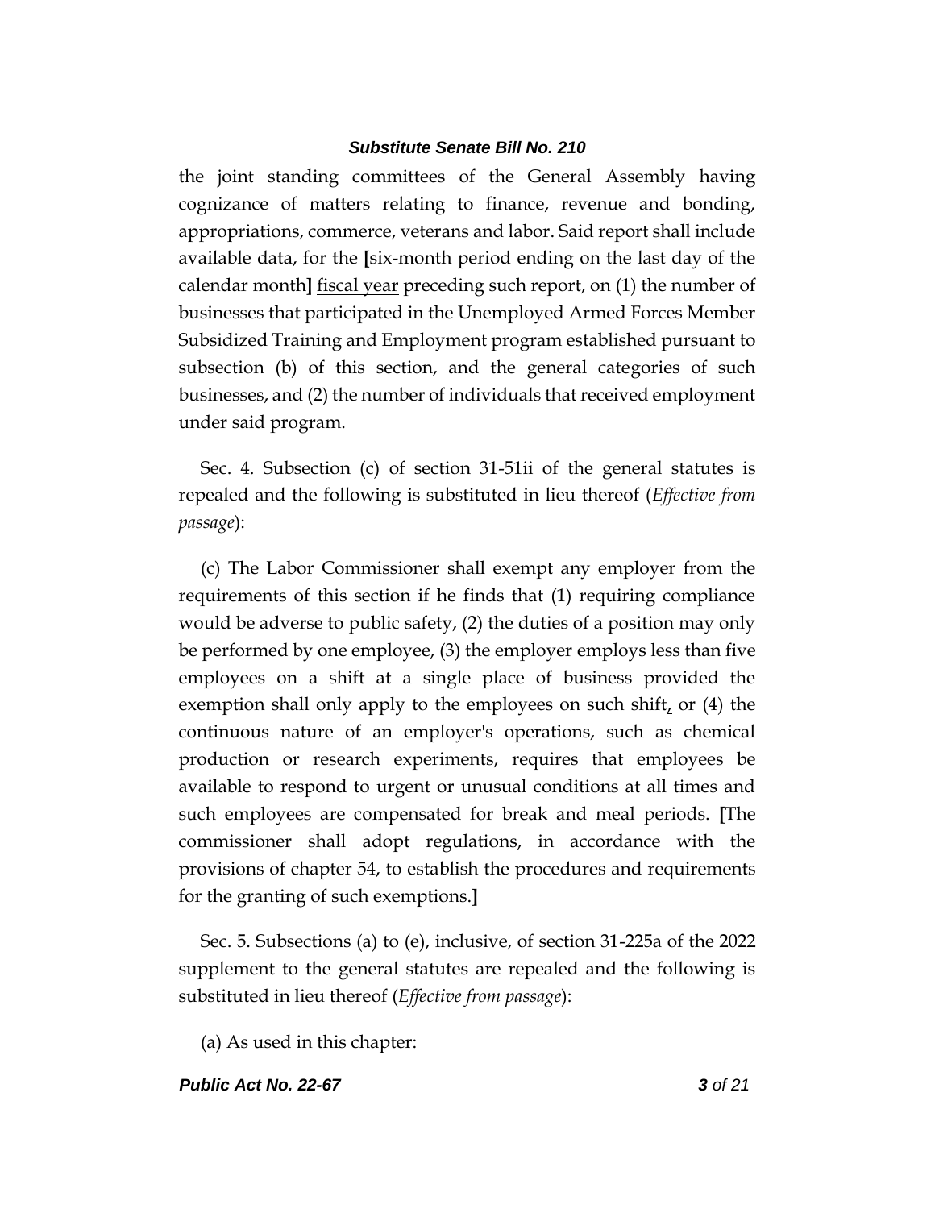the joint standing committees of the General Assembly having cognizance of matters relating to finance, revenue and bonding, appropriations, commerce, veterans and labor. Said report shall include available data, for the **[**six-month period ending on the last day of the calendar month**]** <u>fiscal year</u> preceding such report, on (1) the number of businesses that participated in the Unemployed Armed Forces Member Subsidized Training and Employment program established pursuant to subsection (b) of this section, and the general categories of such businesses, and (2) the number of individuals that received employment under said program.

Sec. 4. Subsection (c) of section 31-51ii of the general statutes is repealed and the following is substituted in lieu thereof (*Effective from passage*):

(c) The Labor Commissioner shall exempt any employer from the requirements of this section if he finds that (1) requiring compliance would be adverse to public safety, (2) the duties of a position may only be performed by one employee, (3) the employer employs less than five employees on a shift at a single place of business provided the exemption shall only apply to the employees on such shift<u>,</u> or (4) the continuous nature of an employer's operations, such as chemical production or research experiments, requires that employees be available to respond to urgent or unusual conditions at all times and such employees are compensated for break and meal periods. **[**The commissioner shall adopt regulations, in accordance with the provisions of chapter 54, to establish the procedures and requirements for the granting of such exemptions.**]**

Sec. 5. Subsections (a) to (e), inclusive, of section 31-225a of the 2022 supplement to the general statutes are repealed and the following is substituted in lieu thereof (*Effective from passage*):

(a) As used in this chapter: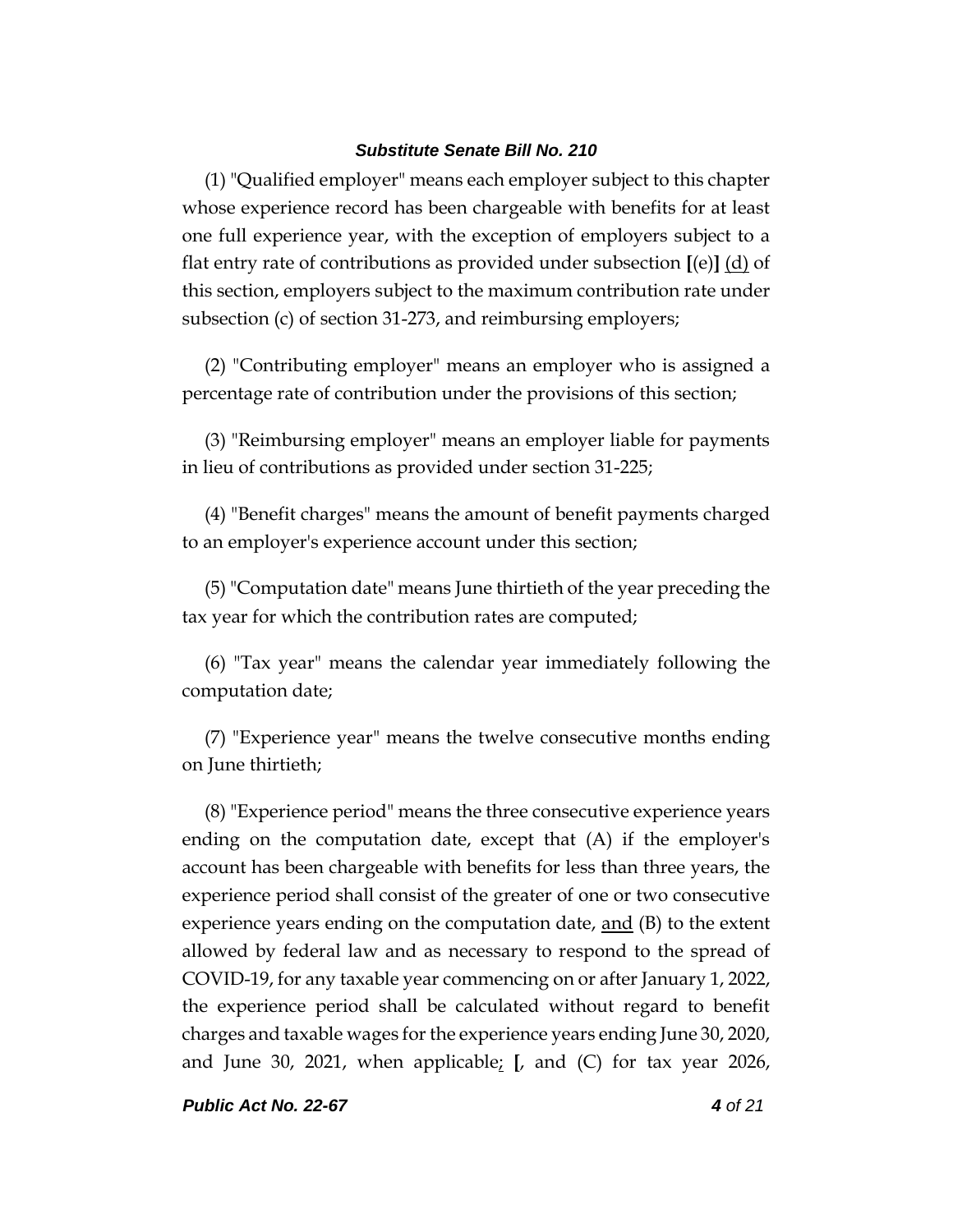(1) "Qualified employer" means each employer subject to this chapter whose experience record has been chargeable with benefits for at least one full experience year, with the exception of employers subject to a flat entry rate of contributions as provided under subsection **[**(e)**]** <u>(d)</u> of this section, employers subject to the maximum contribution rate under subsection (c) of section 31-273, and reimbursing employers;

(2) "Contributing employer" means an employer who is assigned a percentage rate of contribution under the provisions of this section;

(3) "Reimbursing employer" means an employer liable for payments in lieu of contributions as provided under section 31-225;

(4) "Benefit charges" means the amount of benefit payments charged to an employer's experience account under this section;

(5) "Computation date" means June thirtieth of the year preceding the tax year for which the contribution rates are computed;

(6) "Tax year" means the calendar year immediately following the computation date;

(7) "Experience year" means the twelve consecutive months ending on June thirtieth;

(8) "Experience period" means the three consecutive experience years ending on the computation date, except that (A) if the employer's account has been chargeable with benefits for less than three years, the experience period shall consist of the greater of one or two consecutive experience years ending on the computation date, <u>and</u> (B) to the extent allowed by federal law and as necessary to respond to the spread of COVID-19, for any taxable year commencing on or after January 1, 2022, the experience period shall be calculated without regard to benefit charges and taxable wages for the experience years ending June 30, 2020, and June 30, 2021, when applicable<u>;</u> **[**, and (C) for tax year 2026,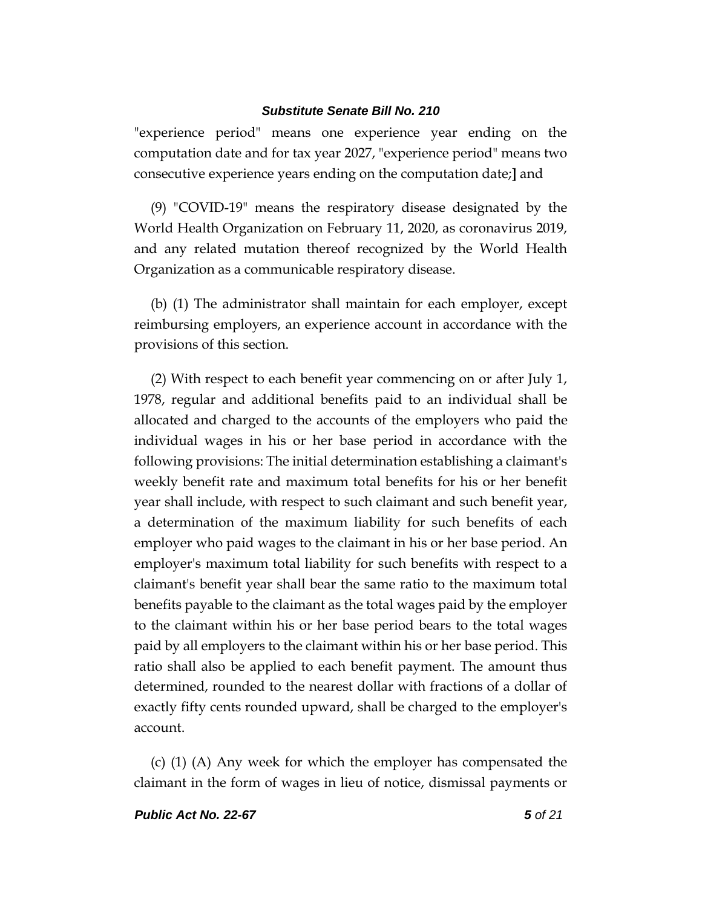"experience period" means one experience year ending on the computation date and for tax year 2027, "experience period" means two consecutive experience years ending on the computation date;**]** and

(9) "COVID-19" means the respiratory disease designated by the World Health Organization on February 11, 2020, as coronavirus 2019, and any related mutation thereof recognized by the World Health Organization as a communicable respiratory disease.

(b) (1) The administrator shall maintain for each employer, except reimbursing employers, an experience account in accordance with the provisions of this section.

(2) With respect to each benefit year commencing on or after July 1, 1978, regular and additional benefits paid to an individual shall be allocated and charged to the accounts of the employers who paid the individual wages in his or her base period in accordance with the following provisions: The initial determination establishing a claimant's weekly benefit rate and maximum total benefits for his or her benefit year shall include, with respect to such claimant and such benefit year, a determination of the maximum liability for such benefits of each employer who paid wages to the claimant in his or her base period. An employer's maximum total liability for such benefits with respect to a claimant's benefit year shall bear the same ratio to the maximum total benefits payable to the claimant as the total wages paid by the employer to the claimant within his or her base period bears to the total wages paid by all employers to the claimant within his or her base period. This ratio shall also be applied to each benefit payment. The amount thus determined, rounded to the nearest dollar with fractions of a dollar of exactly fifty cents rounded upward, shall be charged to the employer's account.

(c) (1) (A) Any week for which the employer has compensated the claimant in the form of wages in lieu of notice, dismissal payments or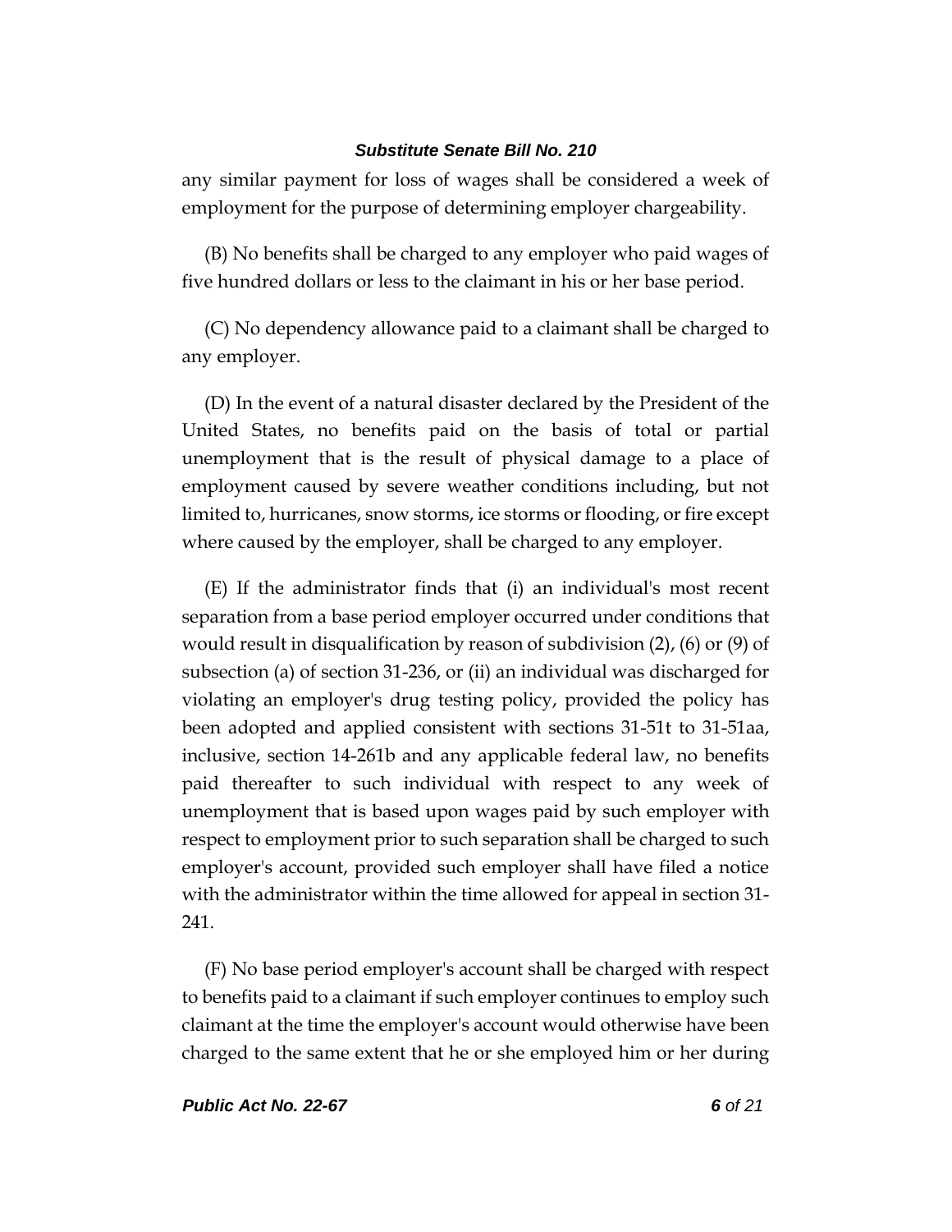any similar payment for loss of wages shall be considered a week of employment for the purpose of determining employer chargeability.

(B) No benefits shall be charged to any employer who paid wages of five hundred dollars or less to the claimant in his or her base period.

(C) No dependency allowance paid to a claimant shall be charged to any employer.

(D) In the event of a natural disaster declared by the President of the United States, no benefits paid on the basis of total or partial unemployment that is the result of physical damage to a place of employment caused by severe weather conditions including, but not limited to, hurricanes, snow storms, ice storms or flooding, or fire except where caused by the employer, shall be charged to any employer.

(E) If the administrator finds that (i) an individual's most recent separation from a base period employer occurred under conditions that would result in disqualification by reason of subdivision (2), (6) or (9) of subsection (a) of section 31-236, or (ii) an individual was discharged for violating an employer's drug testing policy, provided the policy has been adopted and applied consistent with sections 31-51t to 31-51aa, inclusive, section 14-261b and any applicable federal law, no benefits paid thereafter to such individual with respect to any week of unemployment that is based upon wages paid by such employer with respect to employment prior to such separation shall be charged to such employer's account, provided such employer shall have filed a notice with the administrator within the time allowed for appeal in section 31-241.

(F) No base period employer's account shall be charged with respect to benefits paid to a claimant if such employer continues to employ such claimant at the time the employer's account would otherwise have been charged to the same extent that he or she employed him or her during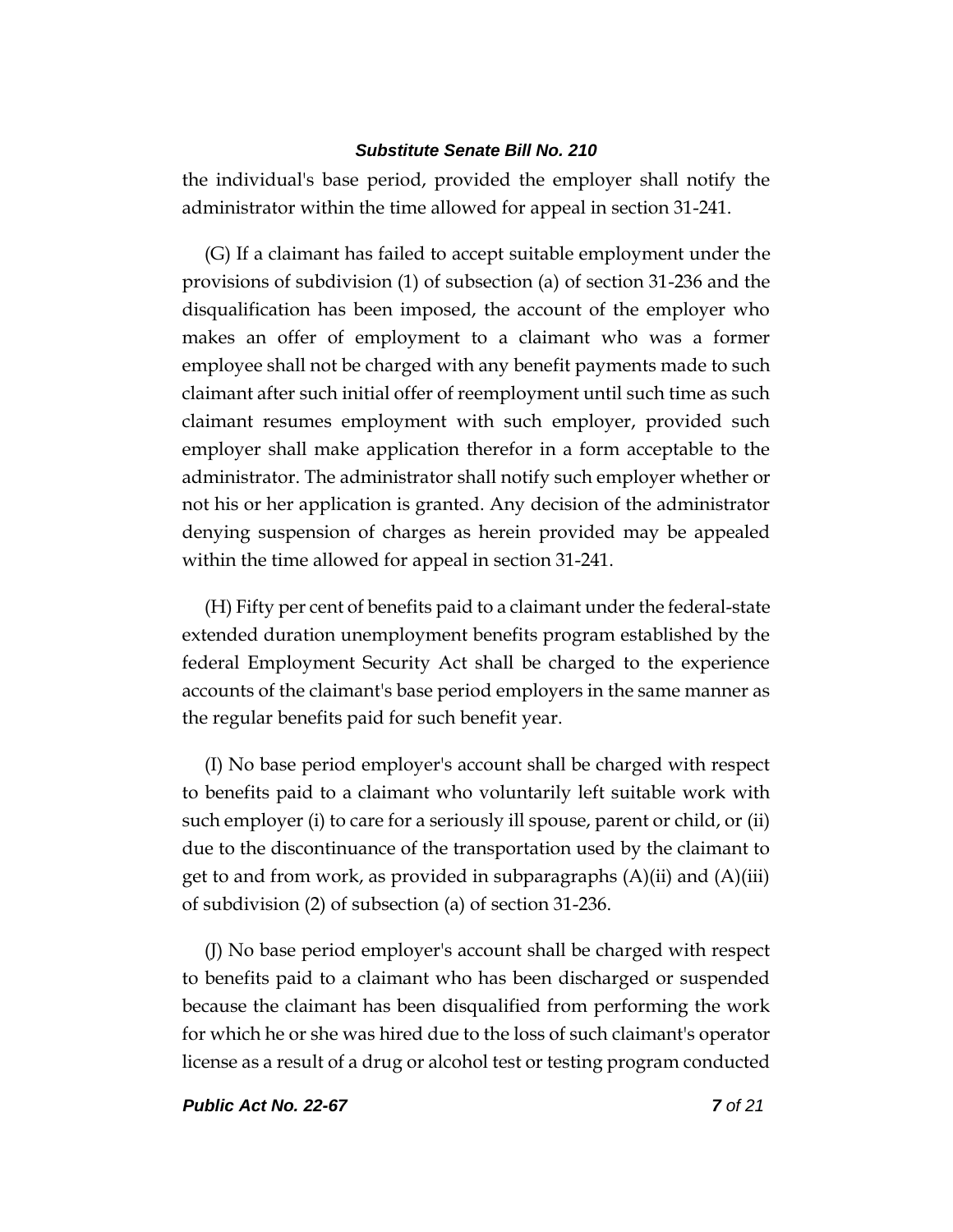the individual's base period, provided the employer shall notify the administrator within the time allowed for appeal in section 31-241.

(G) If a claimant has failed to accept suitable employment under the provisions of subdivision (1) of subsection (a) of section 31-236 and the disqualification has been imposed, the account of the employer who makes an offer of employment to a claimant who was a former employee shall not be charged with any benefit payments made to such claimant after such initial offer of reemployment until such time as such claimant resumes employment with such employer, provided such employer shall make application therefor in a form acceptable to the administrator. The administrator shall notify such employer whether or not his or her application is granted. Any decision of the administrator denying suspension of charges as herein provided may be appealed within the time allowed for appeal in section 31-241.

(H) Fifty per cent of benefits paid to a claimant under the federal-state extended duration unemployment benefits program established by the federal Employment Security Act shall be charged to the experience accounts of the claimant's base period employers in the same manner as the regular benefits paid for such benefit year.

(I) No base period employer's account shall be charged with respect to benefits paid to a claimant who voluntarily left suitable work with such employer (i) to care for a seriously ill spouse, parent or child, or (ii) due to the discontinuance of the transportation used by the claimant to get to and from work, as provided in subparagraphs (A)(ii) and (A)(iii) of subdivision (2) of subsection (a) of section 31-236.

(J) No base period employer's account shall be charged with respect to benefits paid to a claimant who has been discharged or suspended because the claimant has been disqualified from performing the work for which he or she was hired due to the loss of such claimant's operator license as a result of a drug or alcohol test or testing program conducted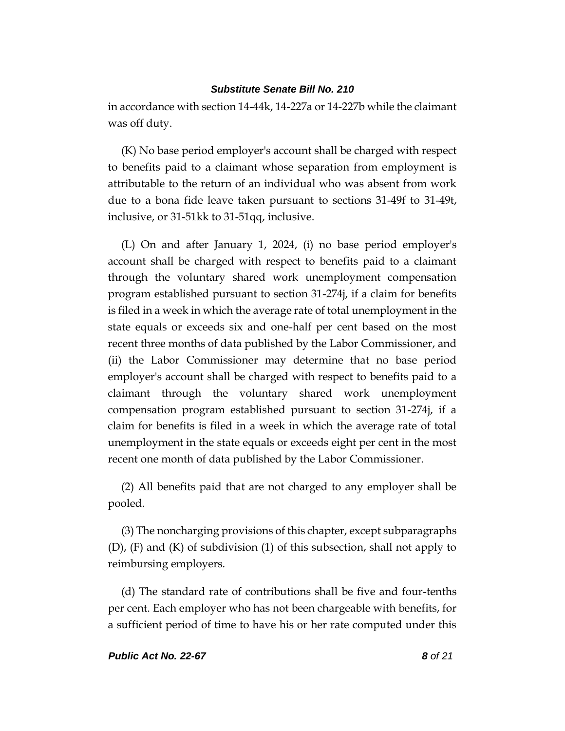in accordance with section 14-44k, 14-227a or 14-227b while the claimant was off duty.

(K) No base period employer's account shall be charged with respect to benefits paid to a claimant whose separation from employment is attributable to the return of an individual who was absent from work due to a bona fide leave taken pursuant to sections 31-49f to 31-49t, inclusive, or 31-51kk to 31-51qq, inclusive.

(L) On and after January 1, 2024, (i) no base period employer's account shall be charged with respect to benefits paid to a claimant through the voluntary shared work unemployment compensation program established pursuant to section 31-274j, if a claim for benefits is filed in a week in which the average rate of total unemployment in the state equals or exceeds six and one-half per cent based on the most recent three months of data published by the Labor Commissioner, and (ii) the Labor Commissioner may determine that no base period employer's account shall be charged with respect to benefits paid to a claimant through the voluntary shared work unemployment compensation program established pursuant to section 31-274j, if a claim for benefits is filed in a week in which the average rate of total unemployment in the state equals or exceeds eight per cent in the most recent one month of data published by the Labor Commissioner.

(2) All benefits paid that are not charged to any employer shall be pooled.

(3) The noncharging provisions of this chapter, except subparagraphs (D), (F) and (K) of subdivision (1) of this subsection, shall not apply to reimbursing employers.

(d) The standard rate of contributions shall be five and four-tenths per cent. Each employer who has not been chargeable with benefits, for a sufficient period of time to have his or her rate computed under this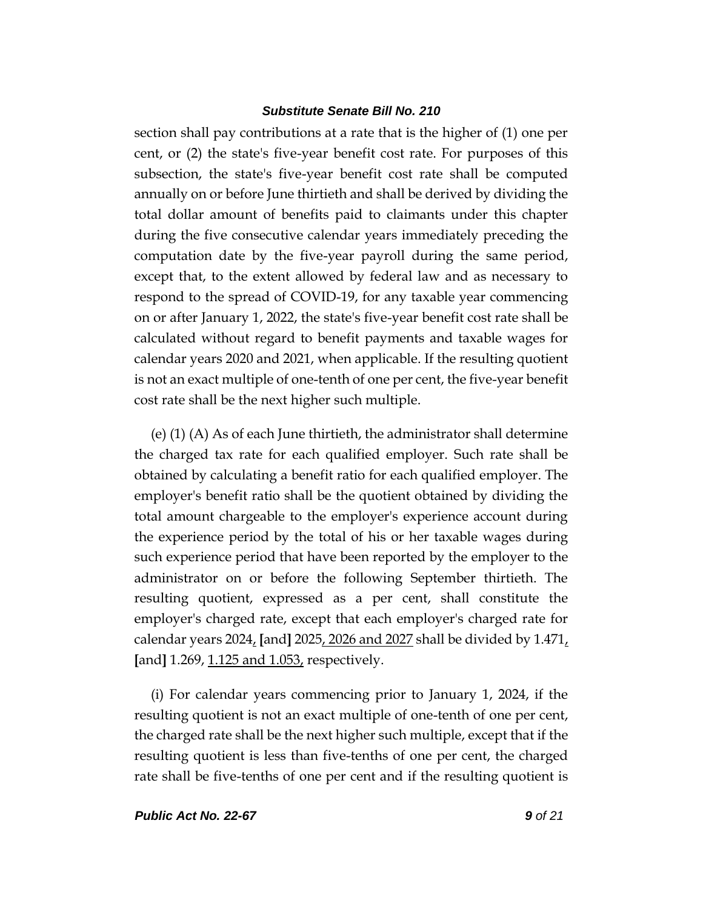section shall pay contributions at a rate that is the higher of (1) one per cent, or (2) the state's five-year benefit cost rate. For purposes of this subsection, the state's five-year benefit cost rate shall be computed annually on or before June thirtieth and shall be derived by dividing the total dollar amount of benefits paid to claimants under this chapter during the five consecutive calendar years immediately preceding the computation date by the five-year payroll during the same period, except that, to the extent allowed by federal law and as necessary to respond to the spread of COVID-19, for any taxable year commencing on or after January 1, 2022, the state's five-year benefit cost rate shall be calculated without regard to benefit payments and taxable wages for calendar years 2020 and 2021, when applicable. If the resulting quotient is not an exact multiple of one-tenth of one per cent, the five-year benefit cost rate shall be the next higher such multiple.

(e) (1) (A) As of each June thirtieth, the administrator shall determine the charged tax rate for each qualified employer. Such rate shall be obtained by calculating a benefit ratio for each qualified employer. The employer's benefit ratio shall be the quotient obtained by dividing the total amount chargeable to the employer's experience account during the experience period by the total of his or her taxable wages during such experience period that have been reported by the employer to the administrator on or before the following September thirtieth. The resulting quotient, expressed as a per cent, shall constitute the employer's charged rate, except that each employer's charged rate for calendar years 2024, [and] 2025, 2026 and 2027 shall be divided by 1.471, [and] 1.269, 1.125 and 1.053, respectively.

(i) For calendar years commencing prior to January 1, 2024, if the resulting quotient is not an exact multiple of one-tenth of one per cent, the charged rate shall be the next higher such multiple, except that if the resulting quotient is less than five-tenths of one per cent, the charged rate shall be five-tenths of one per cent and if the resulting quotient is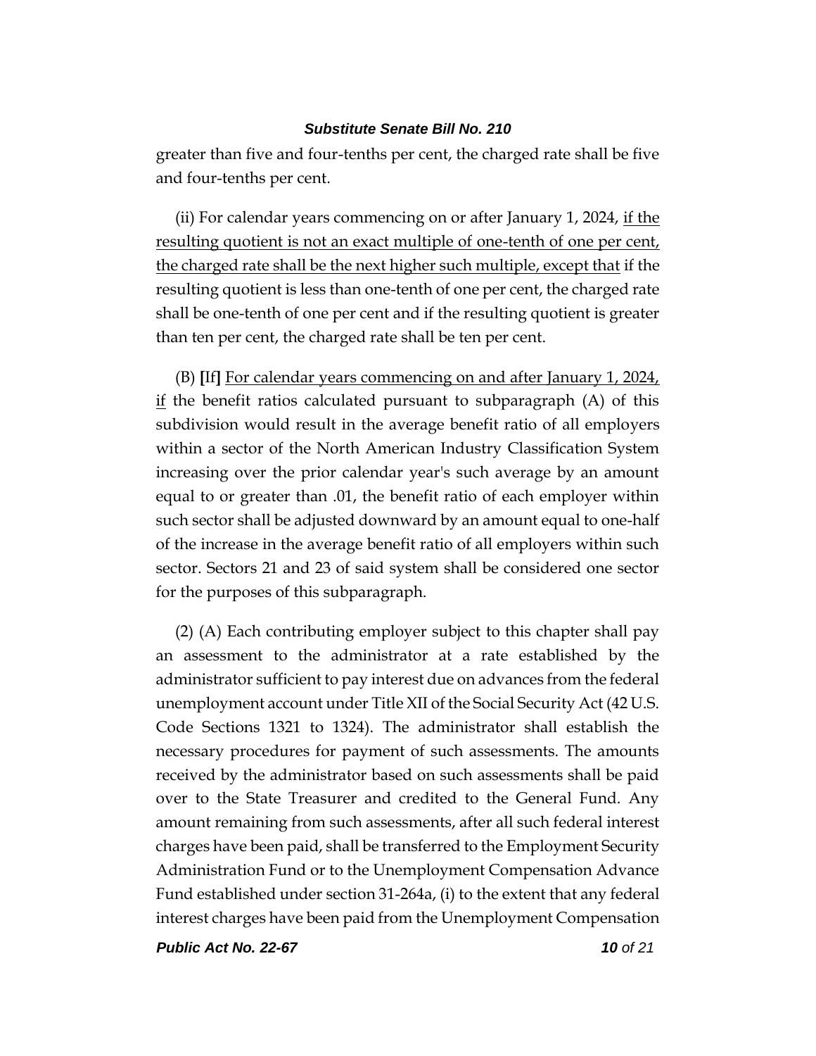greater than five and four-tenths per cent, the charged rate shall be five and four-tenths per cent.

(ii) For calendar years commencing on or after January 1, 2024, <u>if the resulting quotient is not an exact multiple of one-tenth of one per cent, the charged rate shall be the next higher such multiple, except that</u> if the resulting quotient is less than one-tenth of one per cent, the charged rate shall be one-tenth of one per cent and if the resulting quotient is greater than ten per cent, the charged rate shall be ten per cent.

(B) **[**If**]** <u>For calendar years commencing on and after January 1, 2024, if</u> the benefit ratios calculated pursuant to subparagraph (A) of this subdivision would result in the average benefit ratio of all employers within a sector of the North American Industry Classification System increasing over the prior calendar year's such average by an amount equal to or greater than .01, the benefit ratio of each employer within such sector shall be adjusted downward by an amount equal to one-half of the increase in the average benefit ratio of all employers within such sector. Sectors 21 and 23 of said system shall be considered one sector for the purposes of this subparagraph.

(2) (A) Each contributing employer subject to this chapter shall pay an assessment to the administrator at a rate established by the administrator sufficient to pay interest due on advances from the federal unemployment account under Title XII of the Social Security Act (42 U.S. Code Sections 1321 to 1324). The administrator shall establish the necessary procedures for payment of such assessments. The amounts received by the administrator based on such assessments shall be paid over to the State Treasurer and credited to the General Fund. Any amount remaining from such assessments, after all such federal interest charges have been paid, shall be transferred to the Employment Security Administration Fund or to the Unemployment Compensation Advance Fund established under section 31-264a, (i) to the extent that any federal interest charges have been paid from the Unemployment Compensation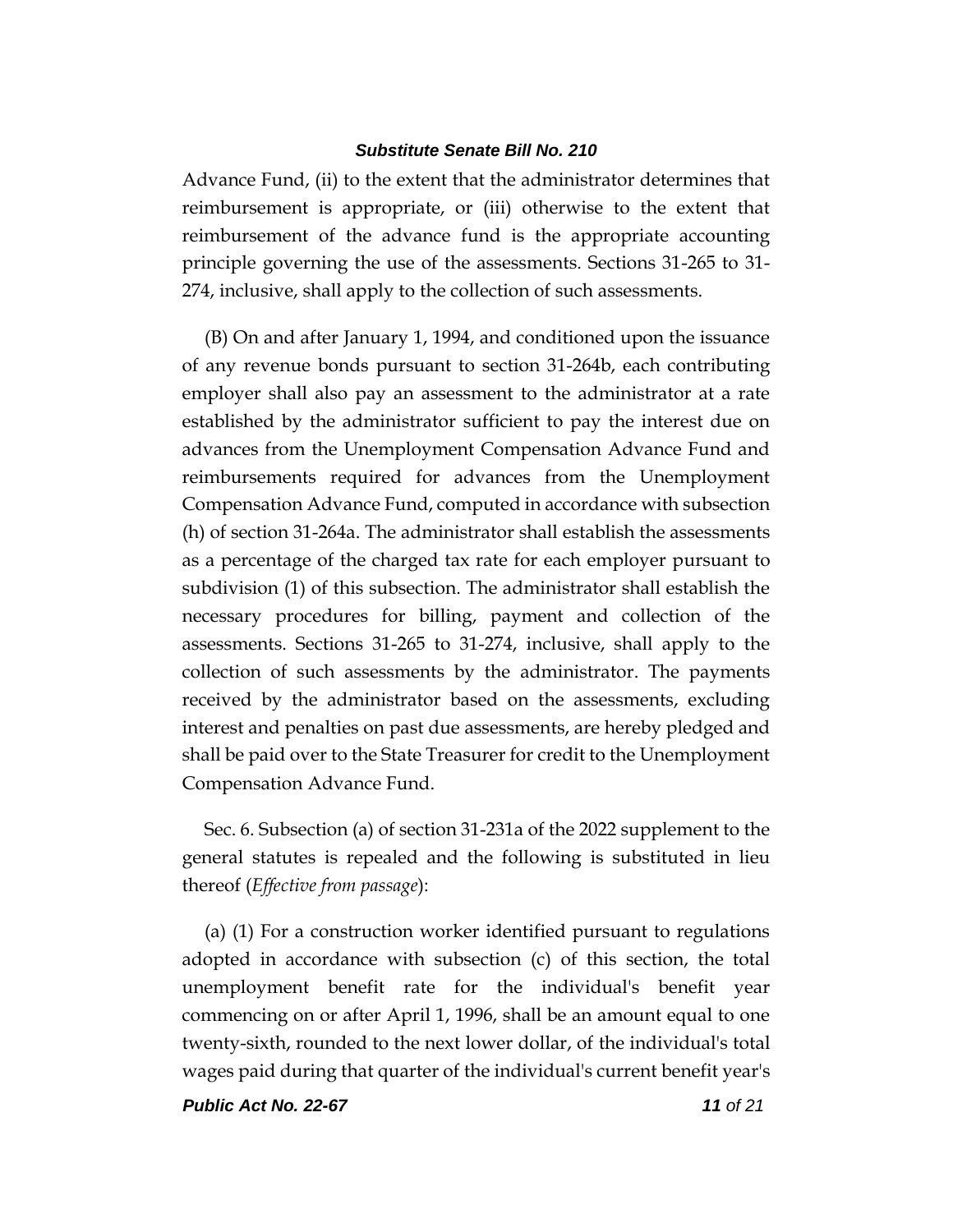Advance Fund, (ii) to the extent that the administrator determines that reimbursement is appropriate, or (iii) otherwise to the extent that reimbursement of the advance fund is the appropriate accounting principle governing the use of the assessments. Sections 31-265 to 31-274, inclusive, shall apply to the collection of such assessments.

(B) On and after January 1, 1994, and conditioned upon the issuance of any revenue bonds pursuant to section 31-264b, each contributing employer shall also pay an assessment to the administrator at a rate established by the administrator sufficient to pay the interest due on advances from the Unemployment Compensation Advance Fund and reimbursements required for advances from the Unemployment Compensation Advance Fund, computed in accordance with subsection (h) of section 31-264a. The administrator shall establish the assessments as a percentage of the charged tax rate for each employer pursuant to subdivision (1) of this subsection. The administrator shall establish the necessary procedures for billing, payment and collection of the assessments. Sections 31-265 to 31-274, inclusive, shall apply to the collection of such assessments by the administrator. The payments received by the administrator based on the assessments, excluding interest and penalties on past due assessments, are hereby pledged and shall be paid over to the State Treasurer for credit to the Unemployment Compensation Advance Fund.

Sec. 6. Subsection (a) of section 31-231a of the 2022 supplement to the general statutes is repealed and the following is substituted in lieu thereof (*Effective from passage*):

(a) (1) For a construction worker identified pursuant to regulations adopted in accordance with subsection (c) of this section, the total unemployment benefit rate for the individual's benefit year commencing on or after April 1, 1996, shall be an amount equal to one twenty-sixth, rounded to the next lower dollar, of the individual's total wages paid during that quarter of the individual's current benefit year's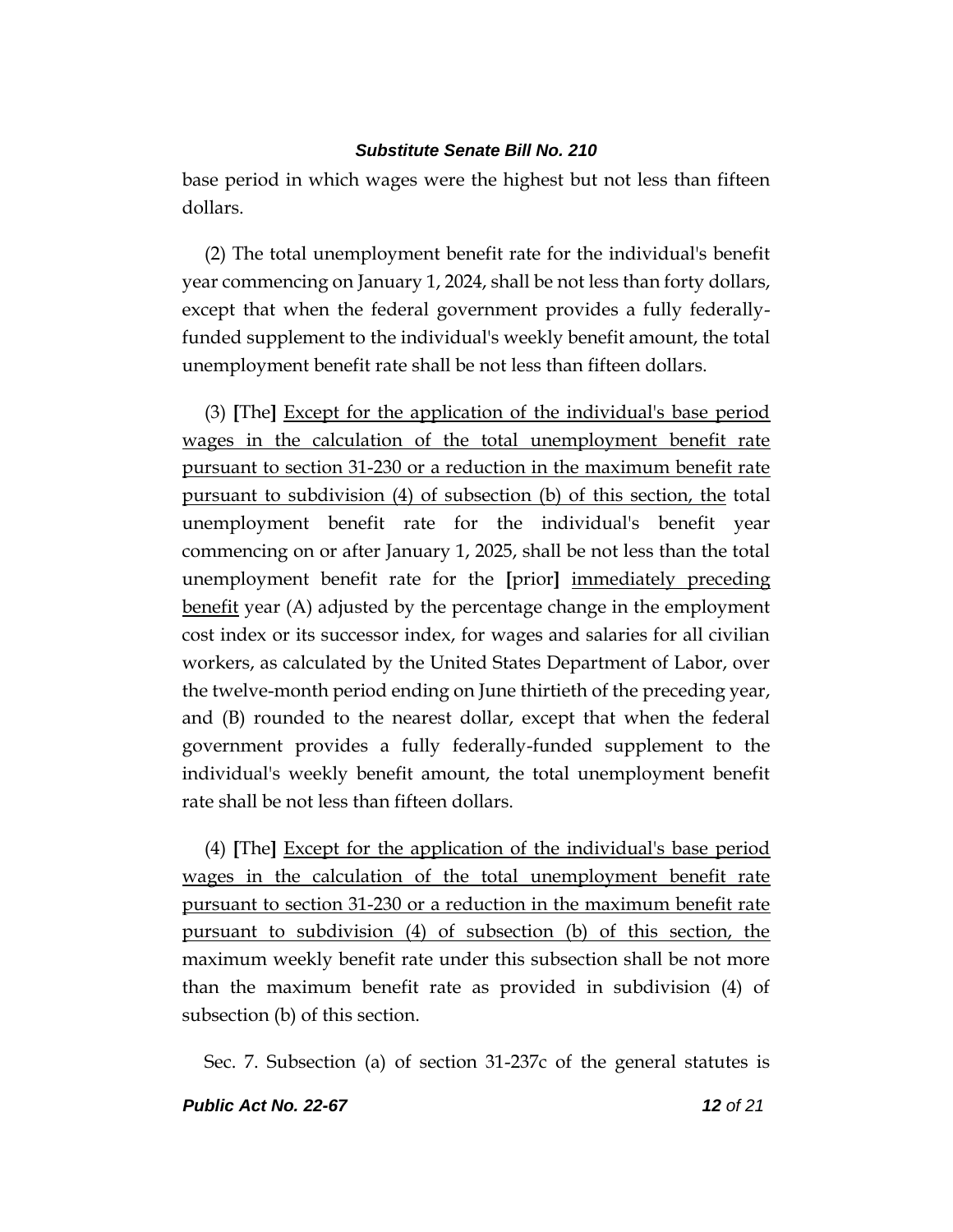base period in which wages were the highest but not less than fifteen dollars.

(2) The total unemployment benefit rate for the individual's benefit year commencing on January 1, 2024, shall be not less than forty dollars, except that when the federal government provides a fully federally-funded supplement to the individual's weekly benefit amount, the total unemployment benefit rate shall be not less than fifteen dollars.

(3) **[**The**]** <u>Except for the application of the individual's base period wages in the calculation of the total unemployment benefit rate pursuant to section 31-230 or a reduction in the maximum benefit rate pursuant to subdivision (4) of subsection (b) of this section, the</u> total unemployment benefit rate for the individual's benefit year commencing on or after January 1, 2025, shall be not less than the total unemployment benefit rate for the **[**prior**]** <u>immediately preceding benefit</u> year (A) adjusted by the percentage change in the employment cost index or its successor index, for wages and salaries for all civilian workers, as calculated by the United States Department of Labor, over the twelve-month period ending on June thirtieth of the preceding year, and (B) rounded to the nearest dollar, except that when the federal government provides a fully federally-funded supplement to the individual's weekly benefit amount, the total unemployment benefit rate shall be not less than fifteen dollars.

(4) **[**The**]** <u>Except for the application of the individual's base period wages in the calculation of the total unemployment benefit rate pursuant to section 31-230 or a reduction in the maximum benefit rate pursuant to subdivision (4) of subsection (b) of this section, the</u> maximum weekly benefit rate under this subsection shall be not more than the maximum benefit rate as provided in subdivision (4) of subsection (b) of this section.

Sec. 7. Subsection (a) of section 31-237c of the general statutes is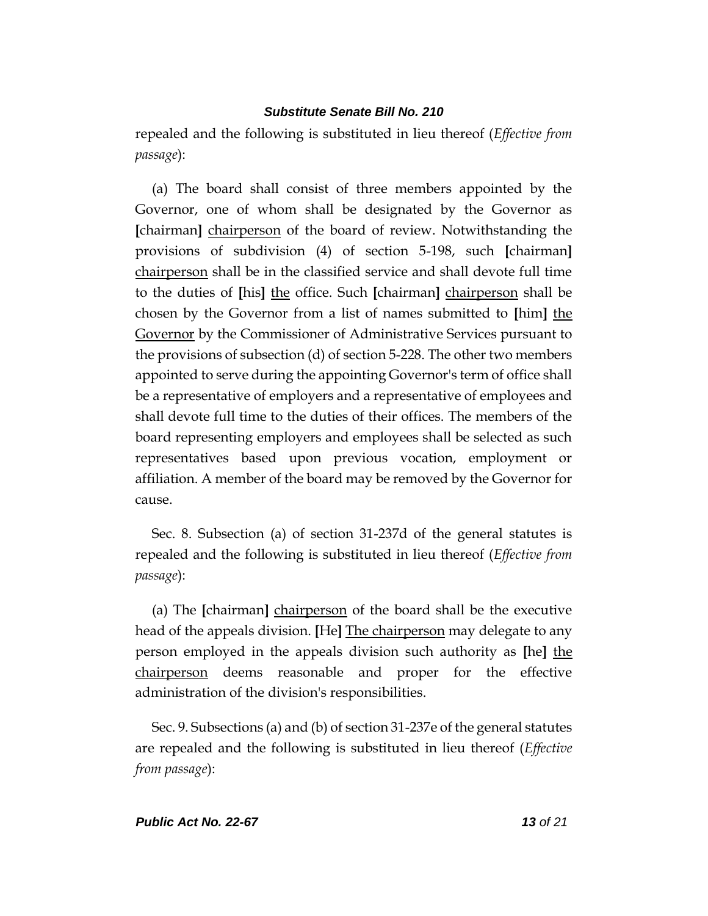repealed and the following is substituted in lieu thereof (*Effective from passage*):

(a) The board shall consist of three members appointed by the Governor, one of whom shall be designated by the Governor as **[**chairman**]** chairperson of the board of review. Notwithstanding the provisions of subdivision (4) of section 5-198, such **[**chairman**]** chairperson shall be in the classified service and shall devote full time to the duties of **[**his**]** the office. Such **[**chairman**]** chairperson shall be chosen by the Governor from a list of names submitted to **[**him**]** the Governor by the Commissioner of Administrative Services pursuant to the provisions of subsection (d) of section 5-228. The other two members appointed to serve during the appointing Governor's term of office shall be a representative of employers and a representative of employees and shall devote full time to the duties of their offices. The members of the board representing employers and employees shall be selected as such representatives based upon previous vocation, employment or affiliation. A member of the board may be removed by the Governor for cause.

Sec. 8. Subsection (a) of section 31-237d of the general statutes is repealed and the following is substituted in lieu thereof (*Effective from passage*):

(a) The **[**chairman**]** chairperson of the board shall be the executive head of the appeals division. **[**He**]** The chairperson may delegate to any person employed in the appeals division such authority as **[**he**]** the chairperson deems reasonable and proper for the effective administration of the division's responsibilities.

Sec. 9. Subsections (a) and (b) of section 31-237e of the general statutes are repealed and the following is substituted in lieu thereof (*Effective from passage*):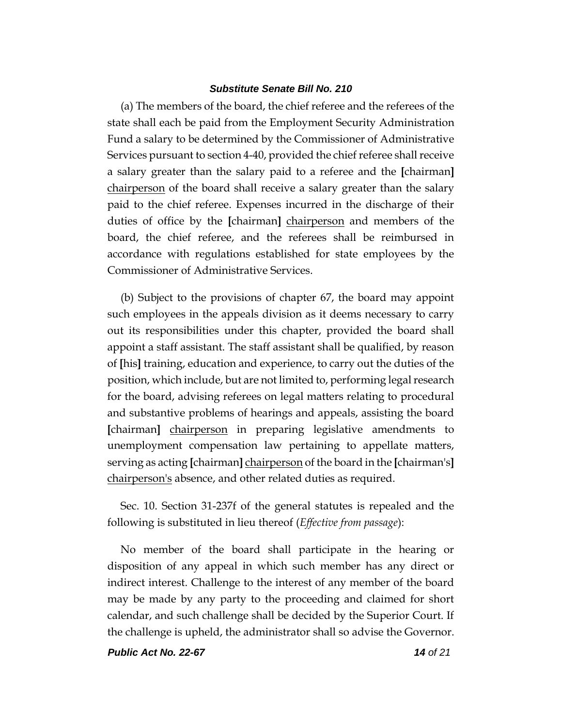(a) The members of the board, the chief referee and the referees of the state shall each be paid from the Employment Security Administration Fund a salary to be determined by the Commissioner of Administrative Services pursuant to section 4-40, provided the chief referee shall receive a salary greater than the salary paid to a referee and the **[**chairman**]** <u>chairperson</u> of the board shall receive a salary greater than the salary paid to the chief referee. Expenses incurred in the discharge of their duties of office by the **[**chairman**]** <u>chairperson</u> and members of the board, the chief referee, and the referees shall be reimbursed in accordance with regulations established for state employees by the Commissioner of Administrative Services.

(b) Subject to the provisions of chapter 67, the board may appoint such employees in the appeals division as it deems necessary to carry out its responsibilities under this chapter, provided the board shall appoint a staff assistant. The staff assistant shall be qualified, by reason of **[**his**]** training, education and experience, to carry out the duties of the position, which include, but are not limited to, performing legal research for the board, advising referees on legal matters relating to procedural and substantive problems of hearings and appeals, assisting the board **[**chairman**]** <u>chairperson</u> in preparing legislative amendments to unemployment compensation law pertaining to appellate matters, serving as acting **[**chairman**]** <u>chairperson</u> of the board in the **[**chairman's**]** <u>chairperson's</u> absence, and other related duties as required.

Sec. 10. Section 31-237f of the general statutes is repealed and the following is substituted in lieu thereof (*Effective from passage*):

No member of the board shall participate in the hearing or disposition of any appeal in which such member has any direct or indirect interest. Challenge to the interest of any member of the board may be made by any party to the proceeding and claimed for short calendar, and such challenge shall be decided by the Superior Court. If the challenge is upheld, the administrator shall so advise the Governor.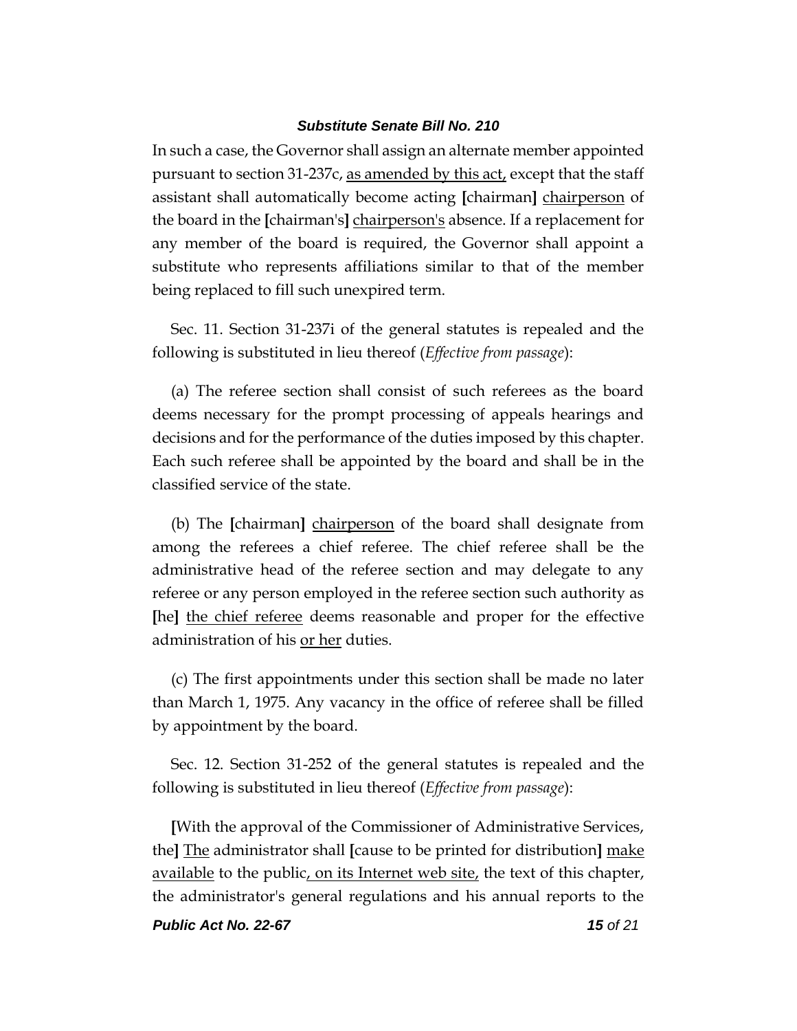In such a case, the Governor shall assign an alternate member appointed pursuant to section 31-237c, <u>as amended by this act,</u> except that the staff assistant shall automatically become acting **[**chairman**]** <u>chairperson</u> of the board in the **[**chairman's**]** <u>chairperson's</u> absence. If a replacement for any member of the board is required, the Governor shall appoint a substitute who represents affiliations similar to that of the member being replaced to fill such unexpired term.

Sec. 11. Section 31-237i of the general statutes is repealed and the following is substituted in lieu thereof (*Effective from passage*):

(a) The referee section shall consist of such referees as the board deems necessary for the prompt processing of appeals hearings and decisions and for the performance of the duties imposed by this chapter. Each such referee shall be appointed by the board and shall be in the classified service of the state.

(b) The **[**chairman**]** <u>chairperson</u> of the board shall designate from among the referees a chief referee. The chief referee shall be the administrative head of the referee section and may delegate to any referee or any person employed in the referee section such authority as **[**he**]** <u>the chief referee</u> deems reasonable and proper for the effective administration of his <u>or her</u> duties.

(c) The first appointments under this section shall be made no later than March 1, 1975. Any vacancy in the office of referee shall be filled by appointment by the board.

Sec. 12. Section 31-252 of the general statutes is repealed and the following is substituted in lieu thereof (*Effective from passage*):

**[**With the approval of the Commissioner of Administrative Services, the**]** <u>The</u> administrator shall **[**cause to be printed for distribution**]** <u>make available</u> to the public<u>, on its Internet web site,</u> the text of this chapter, the administrator's general regulations and his annual reports to the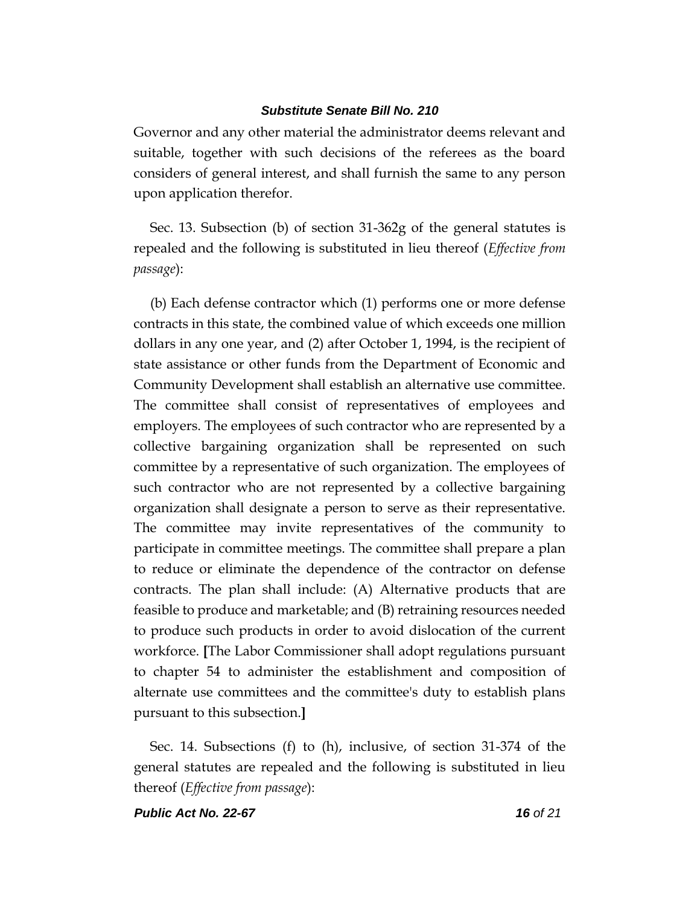Governor and any other material the administrator deems relevant and suitable, together with such decisions of the referees as the board considers of general interest, and shall furnish the same to any person upon application therefor.

Sec. 13. Subsection (b) of section 31-362g of the general statutes is repealed and the following is substituted in lieu thereof (*Effective from passage*):

(b) Each defense contractor which (1) performs one or more defense contracts in this state, the combined value of which exceeds one million dollars in any one year, and (2) after October 1, 1994, is the recipient of state assistance or other funds from the Department of Economic and Community Development shall establish an alternative use committee. The committee shall consist of representatives of employees and employers. The employees of such contractor who are represented by a collective bargaining organization shall be represented on such committee by a representative of such organization. The employees of such contractor who are not represented by a collective bargaining organization shall designate a person to serve as their representative. The committee may invite representatives of the community to participate in committee meetings. The committee shall prepare a plan to reduce or eliminate the dependence of the contractor on defense contracts. The plan shall include: (A) Alternative products that are feasible to produce and marketable; and (B) retraining resources needed to produce such products in order to avoid dislocation of the current workforce. **[**The Labor Commissioner shall adopt regulations pursuant to chapter 54 to administer the establishment and composition of alternate use committees and the committee's duty to establish plans pursuant to this subsection.**]**

Sec. 14. Subsections (f) to (h), inclusive, of section 31-374 of the general statutes are repealed and the following is substituted in lieu thereof (*Effective from passage*):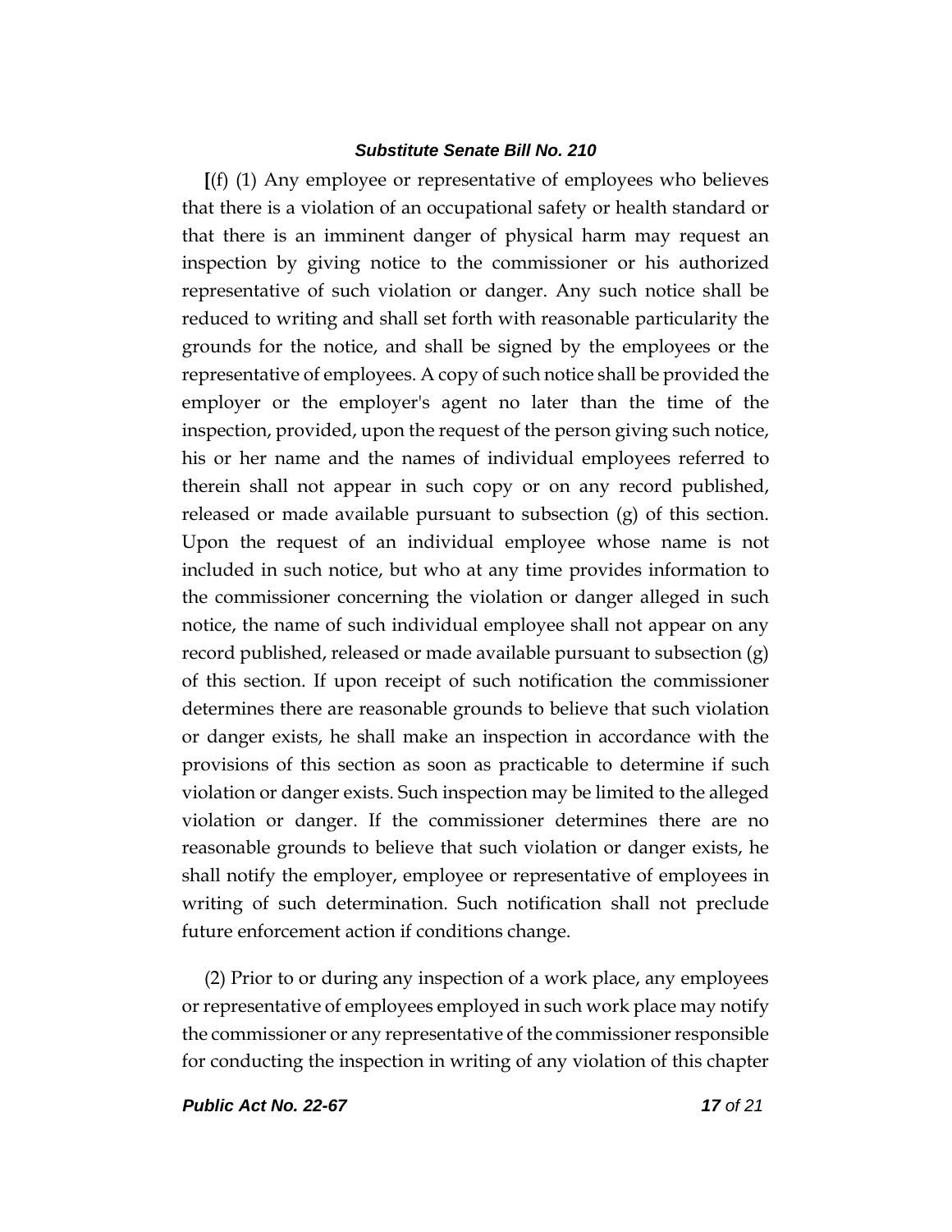[(f) (1) Any employee or representative of employees who believes that there is a violation of an occupational safety or health standard or that there is an imminent danger of physical harm may request an inspection by giving notice to the commissioner or his authorized representative of such violation or danger. Any such notice shall be reduced to writing and shall set forth with reasonable particularity the grounds for the notice, and shall be signed by the employees or the representative of employees. A copy of such notice shall be provided the employer or the employer's agent no later than the time of the inspection, provided, upon the request of the person giving such notice, his or her name and the names of individual employees referred to therein shall not appear in such copy or on any record published, released or made available pursuant to subsection (g) of this section. Upon the request of an individual employee whose name is not included in such notice, but who at any time provides information to the commissioner concerning the violation or danger alleged in such notice, the name of such individual employee shall not appear on any record published, released or made available pursuant to subsection (g) of this section. If upon receipt of such notification the commissioner determines there are reasonable grounds to believe that such violation or danger exists, he shall make an inspection in accordance with the provisions of this section as soon as practicable to determine if such violation or danger exists. Such inspection may be limited to the alleged violation or danger. If the commissioner determines there are no reasonable grounds to believe that such violation or danger exists, he shall notify the employer, employee or representative of employees in writing of such determination. Such notification shall not preclude future enforcement action if conditions change.

(2) Prior to or during any inspection of a work place, any employees or representative of employees employed in such work place may notify the commissioner or any representative of the commissioner responsible for conducting the inspection in writing of any violation of this chapter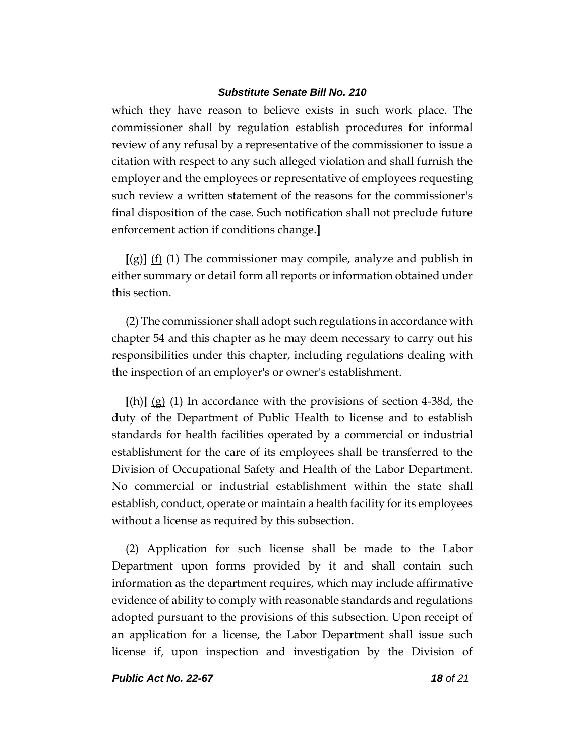which they have reason to believe exists in such work place. The commissioner shall by regulation establish procedures for informal review of any refusal by a representative of the commissioner to issue a citation with respect to any such alleged violation and shall furnish the employer and the employees or representative of employees requesting such review a written statement of the reasons for the commissioner's final disposition of the case. Such notification shall not preclude future enforcement action if conditions change.**]**

**[**(g)**]** <u>(f)</u> (1) The commissioner may compile, analyze and publish in either summary or detail form all reports or information obtained under this section.

(2) The commissioner shall adopt such regulations in accordance with chapter 54 and this chapter as he may deem necessary to carry out his responsibilities under this chapter, including regulations dealing with the inspection of an employer's or owner's establishment.

**[**(h)**]** <u>(g)</u> (1) In accordance with the provisions of section 4-38d, the duty of the Department of Public Health to license and to establish standards for health facilities operated by a commercial or industrial establishment for the care of its employees shall be transferred to the Division of Occupational Safety and Health of the Labor Department. No commercial or industrial establishment within the state shall establish, conduct, operate or maintain a health facility for its employees without a license as required by this subsection.

(2) Application for such license shall be made to the Labor Department upon forms provided by it and shall contain such information as the department requires, which may include affirmative evidence of ability to comply with reasonable standards and regulations adopted pursuant to the provisions of this subsection. Upon receipt of an application for a license, the Labor Department shall issue such license if, upon inspection and investigation by the Division of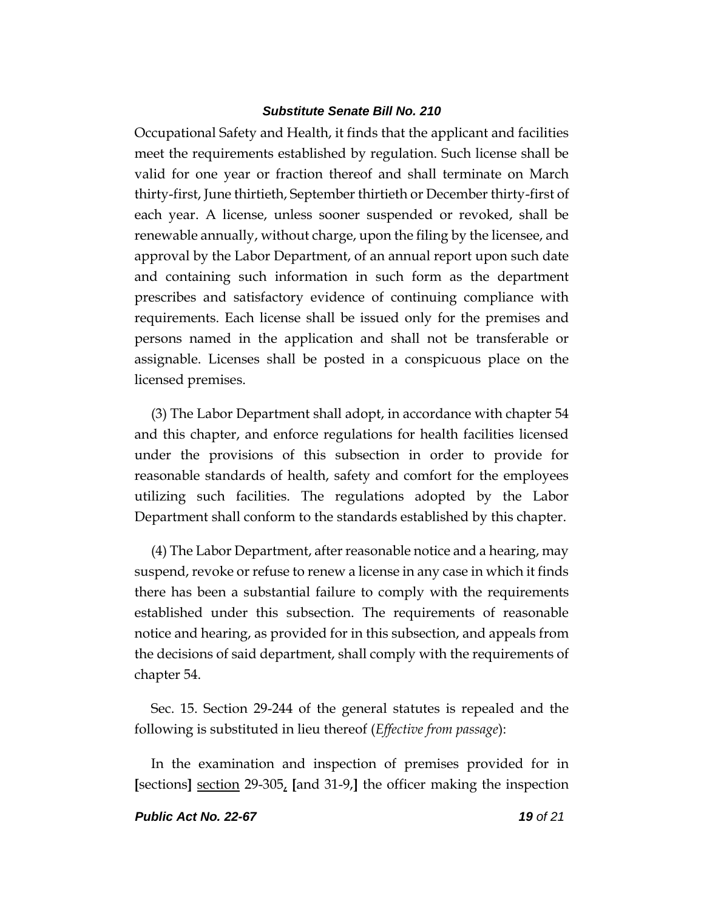Occupational Safety and Health, it finds that the applicant and facilities meet the requirements established by regulation. Such license shall be valid for one year or fraction thereof and shall terminate on March thirty-first, June thirtieth, September thirtieth or December thirty-first of each year. A license, unless sooner suspended or revoked, shall be renewable annually, without charge, upon the filing by the licensee, and approval by the Labor Department, of an annual report upon such date and containing such information in such form as the department prescribes and satisfactory evidence of continuing compliance with requirements. Each license shall be issued only for the premises and persons named in the application and shall not be transferable or assignable. Licenses shall be posted in a conspicuous place on the licensed premises.

(3) The Labor Department shall adopt, in accordance with chapter 54 and this chapter, and enforce regulations for health facilities licensed under the provisions of this subsection in order to provide for reasonable standards of health, safety and comfort for the employees utilizing such facilities. The regulations adopted by the Labor Department shall conform to the standards established by this chapter.

(4) The Labor Department, after reasonable notice and a hearing, may suspend, revoke or refuse to renew a license in any case in which it finds there has been a substantial failure to comply with the requirements established under this subsection. The requirements of reasonable notice and hearing, as provided for in this subsection, and appeals from the decisions of said department, shall comply with the requirements of chapter 54.

Sec. 15. Section 29-244 of the general statutes is repealed and the following is substituted in lieu thereof (*Effective from passage*):

In the examination and inspection of premises provided for in [sections] <u>section</u> 29-305<u>,</u> [and 31-9,] the officer making the inspection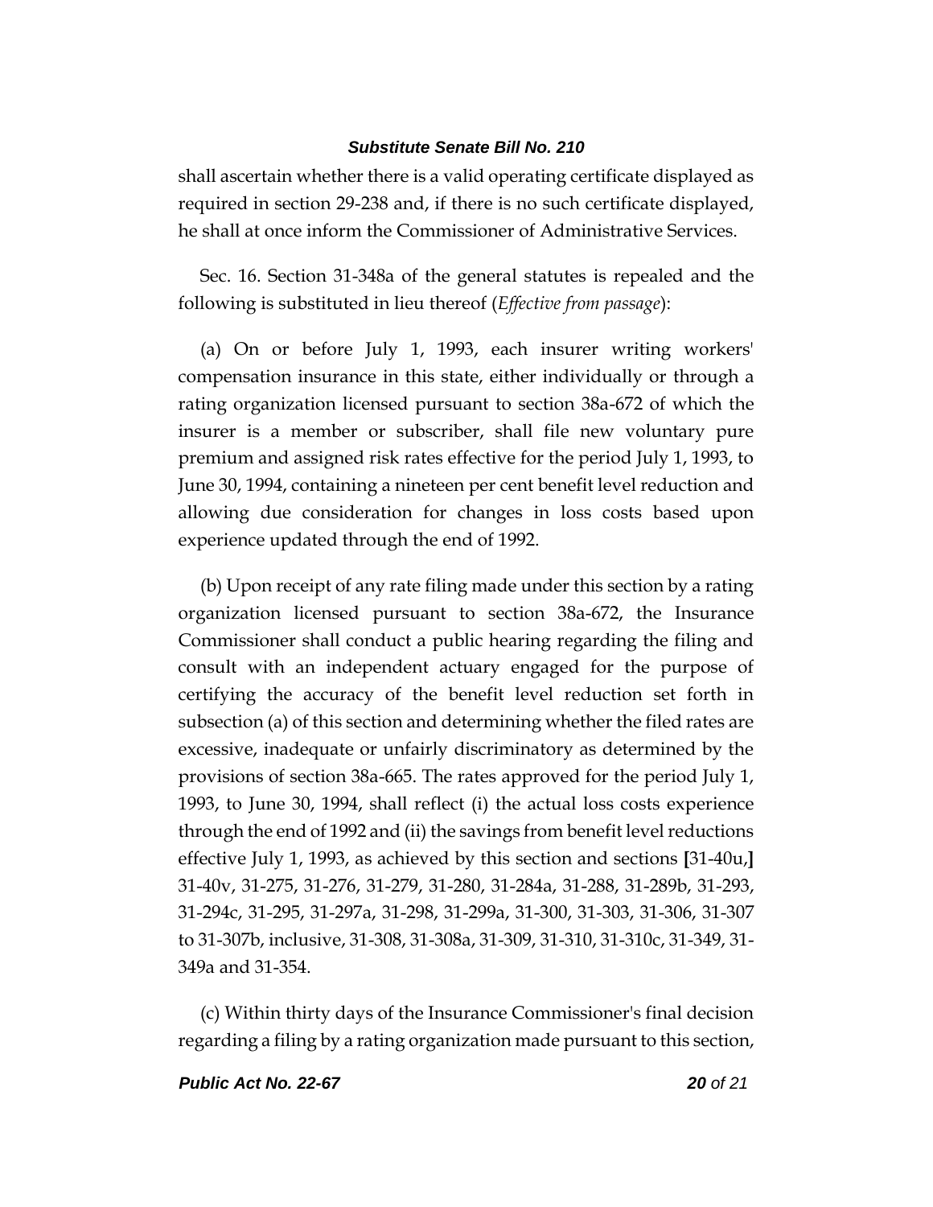shall ascertain whether there is a valid operating certificate displayed as required in section 29-238 and, if there is no such certificate displayed, he shall at once inform the Commissioner of Administrative Services.

Sec. 16. Section 31-348a of the general statutes is repealed and the following is substituted in lieu thereof (*Effective from passage*):

(a) On or before July 1, 1993, each insurer writing workers' compensation insurance in this state, either individually or through a rating organization licensed pursuant to section 38a-672 of which the insurer is a member or subscriber, shall file new voluntary pure premium and assigned risk rates effective for the period July 1, 1993, to June 30, 1994, containing a nineteen per cent benefit level reduction and allowing due consideration for changes in loss costs based upon experience updated through the end of 1992.

(b) Upon receipt of any rate filing made under this section by a rating organization licensed pursuant to section 38a-672, the Insurance Commissioner shall conduct a public hearing regarding the filing and consult with an independent actuary engaged for the purpose of certifying the accuracy of the benefit level reduction set forth in subsection (a) of this section and determining whether the filed rates are excessive, inadequate or unfairly discriminatory as determined by the provisions of section 38a-665. The rates approved for the period July 1, 1993, to June 30, 1994, shall reflect (i) the actual loss costs experience through the end of 1992 and (ii) the savings from benefit level reductions effective July 1, 1993, as achieved by this section and sections **[**31-40u,**]** 31-40v, 31-275, 31-276, 31-279, 31-280, 31-284a, 31-288, 31-289b, 31-293, 31-294c, 31-295, 31-297a, 31-298, 31-299a, 31-300, 31-303, 31-306, 31-307 to 31-307b, inclusive, 31-308, 31-308a, 31-309, 31-310, 31-310c, 31-349, 31-349a and 31-354.

(c) Within thirty days of the Insurance Commissioner's final decision regarding a filing by a rating organization made pursuant to this section,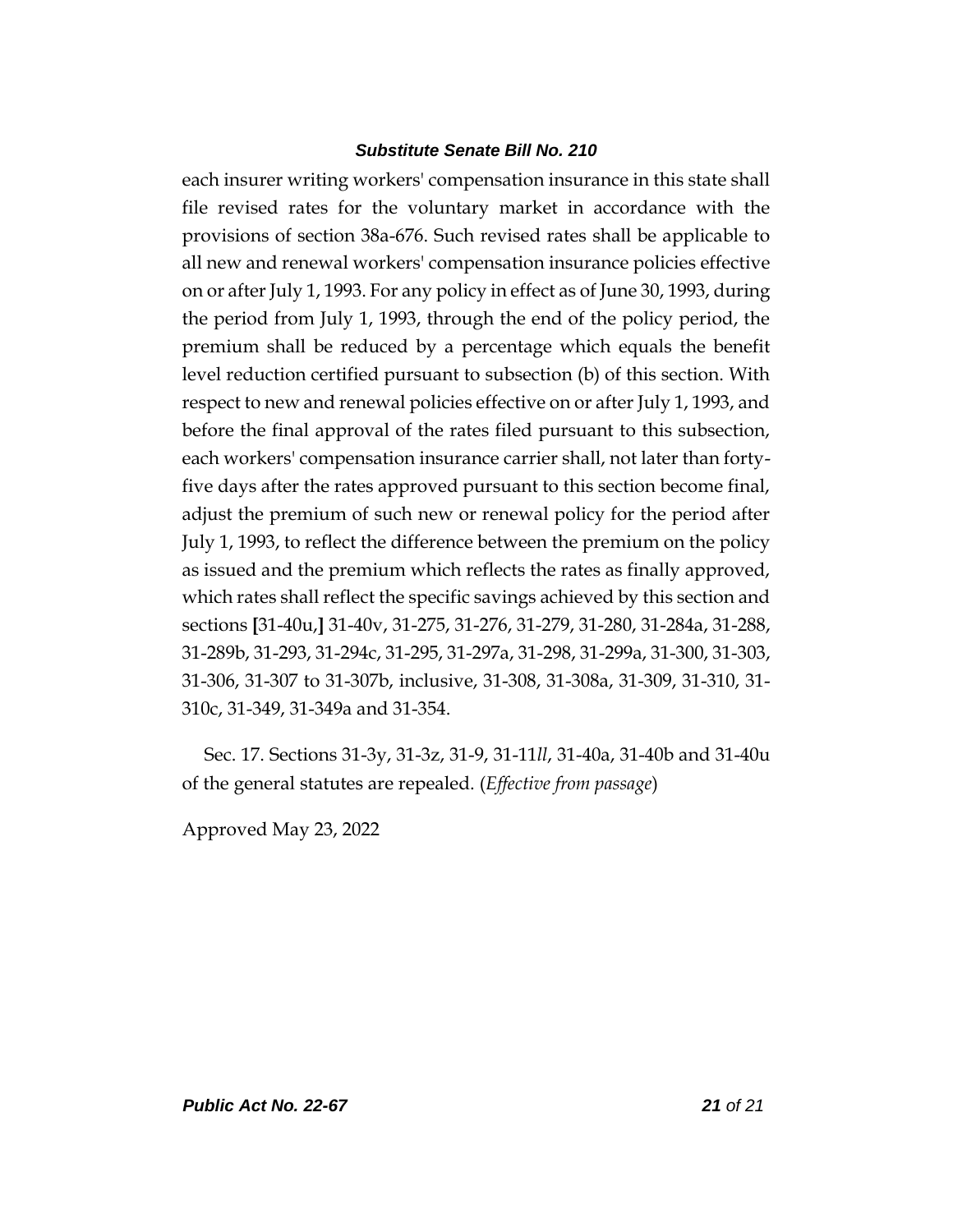each insurer writing workers' compensation insurance in this state shall file revised rates for the voluntary market in accordance with the provisions of section 38a-676. Such revised rates shall be applicable to all new and renewal workers' compensation insurance policies effective on or after July 1, 1993. For any policy in effect as of June 30, 1993, during the period from July 1, 1993, through the end of the policy period, the premium shall be reduced by a percentage which equals the benefit level reduction certified pursuant to subsection (b) of this section. With respect to new and renewal policies effective on or after July 1, 1993, and before the final approval of the rates filed pursuant to this subsection, each workers' compensation insurance carrier shall, not later than forty-five days after the rates approved pursuant to this section become final, adjust the premium of such new or renewal policy for the period after July 1, 1993, to reflect the difference between the premium on the policy as issued and the premium which reflects the rates as finally approved, which rates shall reflect the specific savings achieved by this section and sections **[**31-40u,**]** 31-40v, 31-275, 31-276, 31-279, 31-280, 31-284a, 31-288, 31-289b, 31-293, 31-294c, 31-295, 31-297a, 31-298, 31-299a, 31-300, 31-303, 31-306, 31-307 to 31-307b, inclusive, 31-308, 31-308a, 31-309, 31-310, 31-310c, 31-349, 31-349a and 31-354.

Sec. 17. Sections 31-3y, 31-3z, 31-9, 31-11*ll*, 31-40a, 31-40b and 31-40u of the general statutes are repealed. (*Effective from passage*)

Approved May 23, 2022